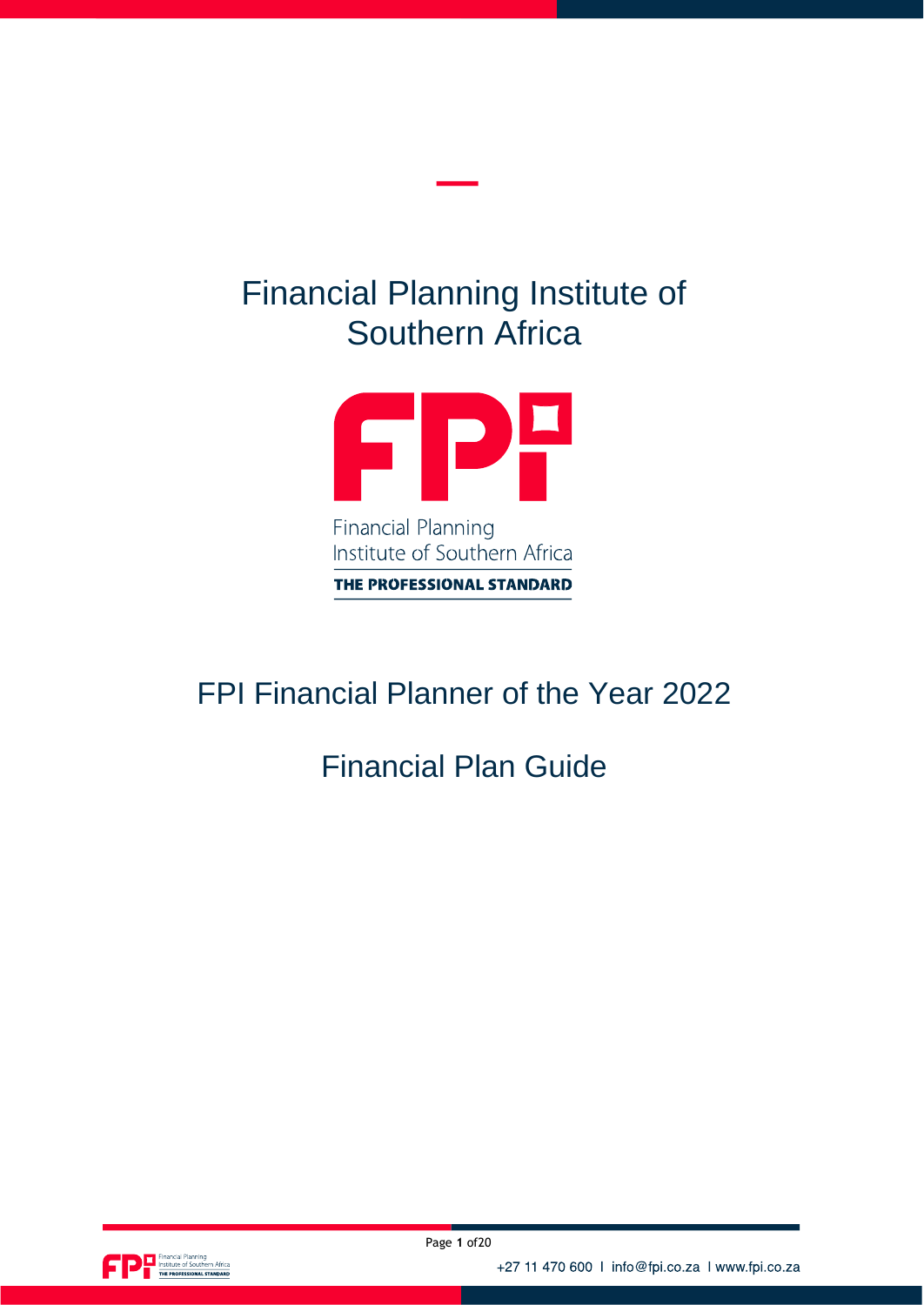# Financial Planning Institute of Southern Africa

Financial Planning
Institute of Southern Africa
THE PROFESSIONAL STANDARD

## FPI Financial Planner of the Year 2022

## Financial Plan Guide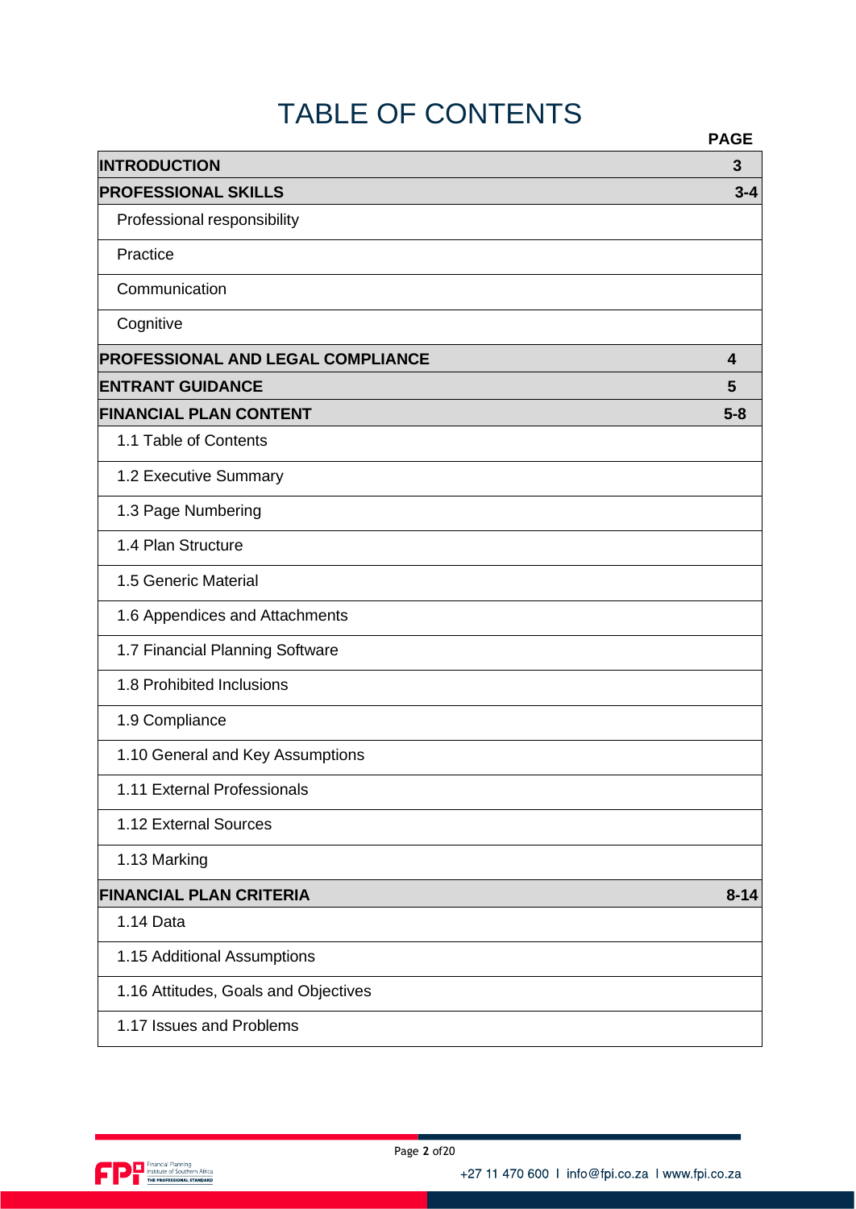# TABLE OF CONTENTS

| | PAGE |
|---|---|
| **INTRODUCTION** | **3** |
| **PROFESSIONAL SKILLS** | **3-4** |
| Professional responsibility | |
| Practice | |
| Communication | |
| Cognitive | |
| **PROFESSIONAL AND LEGAL COMPLIANCE** | **4** |
| **ENTRANT GUIDANCE** | **5** |
| **FINANCIAL PLAN CONTENT** | **5-8** |
| 1.1 Table of Contents | |
| 1.2 Executive Summary | |
| 1.3 Page Numbering | |
| 1.4 Plan Structure | |
| 1.5 Generic Material | |
| 1.6 Appendices and Attachments | |
| 1.7 Financial Planning Software | |
| 1.8 Prohibited Inclusions | |
| 1.9 Compliance | |
| 1.10 General and Key Assumptions | |
| 1.11 External Professionals | |
| 1.12 External Sources | |
| 1.13 Marking | |
| **FINANCIAL PLAN CRITERIA** | **8-14** |
| 1.14 Data | |
| 1.15 Additional Assumptions | |
| 1.16 Attitudes, Goals and Objectives | |
| 1.17 Issues and Problems | |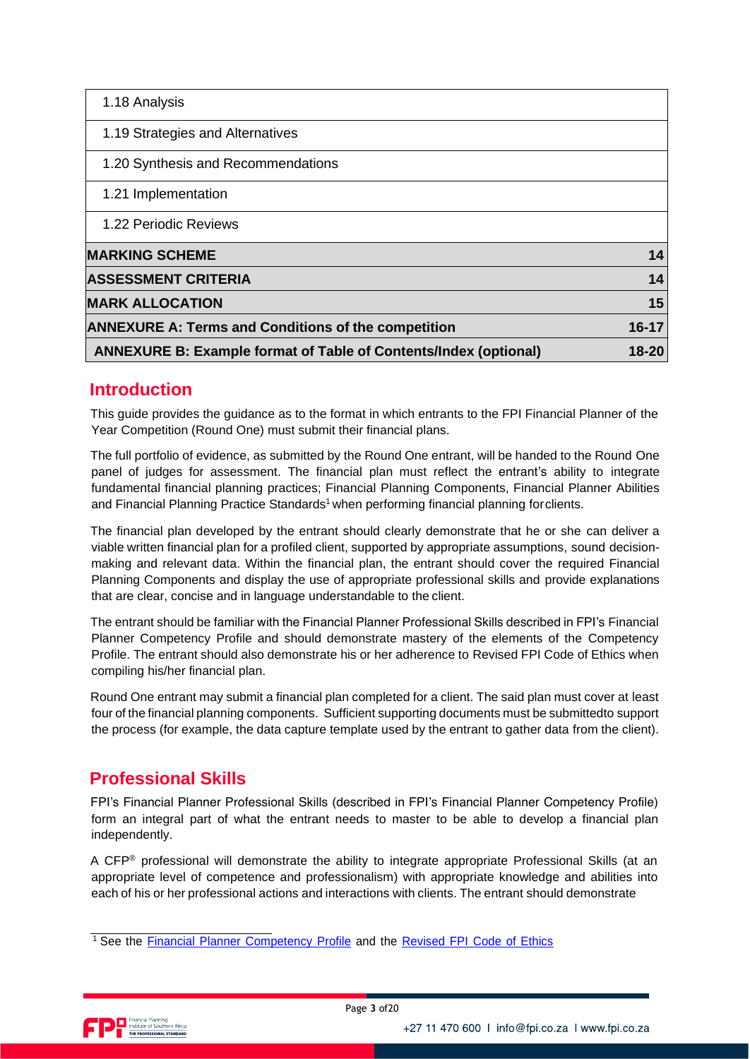| | |
|---|---|
| 1.18 Analysis | |
| 1.19 Strategies and Alternatives | |
| 1.20 Synthesis and Recommendations | |
| 1.21 Implementation | |
| 1.22 Periodic Reviews | |
| **MARKING SCHEME** | **14** |
| **ASSESSMENT CRITERIA** | **14** |
| **MARK ALLOCATION** | **15** |
| **ANNEXURE A: Terms and Conditions of the competition** | **16-17** |
| **ANNEXURE B: Example format of Table of Contents/Index (optional)** | **18-20** |

## Introduction

This guide provides the guidance as to the format in which entrants to the FPI Financial Planner of the Year Competition (Round One) must submit their financial plans.

The full portfolio of evidence, as submitted by the Round One entrant, will be handed to the Round One panel of judges for assessment. The financial plan must reflect the entrant's ability to integrate fundamental financial planning practices; Financial Planning Components, Financial Planner Abilities and Financial Planning Practice Standards[1] when performing financial planning forclients.

The financial plan developed by the entrant should clearly demonstrate that he or she can deliver a viable written financial plan for a profiled client, supported by appropriate assumptions, sound decision-making and relevant data. Within the financial plan, the entrant should cover the required Financial Planning Components and display the use of appropriate professional skills and provide explanations that are clear, concise and in language understandable to the client.

The entrant should be familiar with the Financial Planner Professional Skills described in FPI's Financial Planner Competency Profile and should demonstrate mastery of the elements of the Competency Profile. The entrant should also demonstrate his or her adherence to Revised FPI Code of Ethics when compiling his/her financial plan.

Round One entrant may submit a financial plan completed for a client. The said plan must cover at least four of the financial planning components. Sufficient supporting documents must be submittedto support the process (for example, the data capture template used by the entrant to gather data from the client).

## Professional Skills

FPI's Financial Planner Professional Skills (described in FPI's Financial Planner Competency Profile) form an integral part of what the entrant needs to master to be able to develop a financial plan independently.

A CFP® professional will demonstrate the ability to integrate appropriate Professional Skills (at an appropriate level of competence and professionalism) with appropriate knowledge and abilities into each of his or her professional actions and interactions with clients. The entrant should demonstrate

[1] See the Financial Planner Competency Profile and the Revised FPI Code of Ethics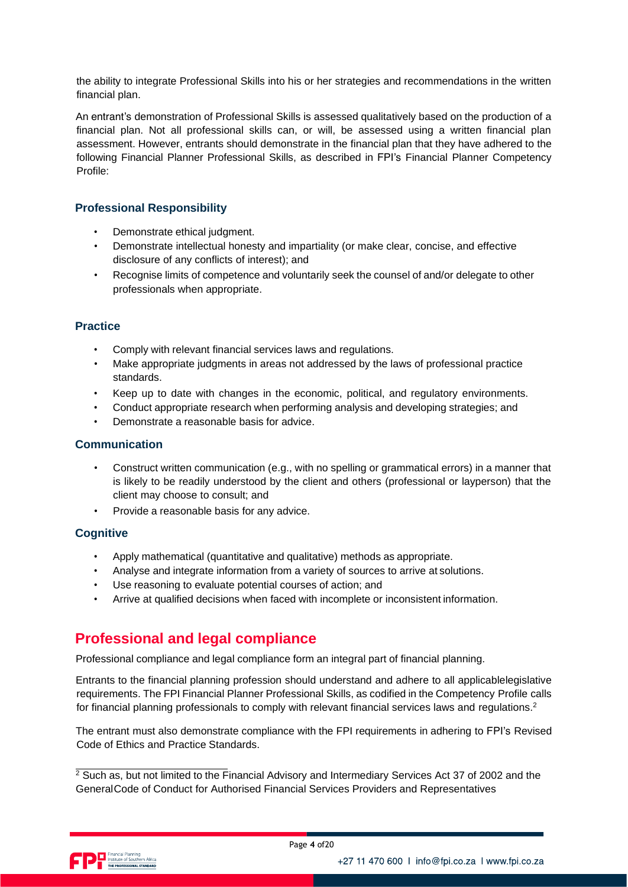the ability to integrate Professional Skills into his or her strategies and recommendations in the written financial plan.

An entrant's demonstration of Professional Skills is assessed qualitatively based on the production of a financial plan. Not all professional skills can, or will, be assessed using a written financial plan assessment. However, entrants should demonstrate in the financial plan that they have adhered to the following Financial Planner Professional Skills, as described in FPI's Financial Planner Competency Profile:

### Professional Responsibility

- Demonstrate ethical judgment.
- Demonstrate intellectual honesty and impartiality (or make clear, concise, and effective disclosure of any conflicts of interest); and
- Recognise limits of competence and voluntarily seek the counsel of and/or delegate to other professionals when appropriate.

### Practice

- Comply with relevant financial services laws and regulations.
- Make appropriate judgments in areas not addressed by the laws of professional practice standards.
- Keep up to date with changes in the economic, political, and regulatory environments.
- Conduct appropriate research when performing analysis and developing strategies; and
- Demonstrate a reasonable basis for advice.

### Communication

- Construct written communication (e.g., with no spelling or grammatical errors) in a manner that is likely to be readily understood by the client and others (professional or layperson) that the client may choose to consult; and
- Provide a reasonable basis for any advice.

### Cognitive

- Apply mathematical (quantitative and qualitative) methods as appropriate.
- Analyse and integrate information from a variety of sources to arrive at solutions.
- Use reasoning to evaluate potential courses of action; and
- Arrive at qualified decisions when faced with incomplete or inconsistent information.

## Professional and legal compliance

Professional compliance and legal compliance form an integral part of financial planning.

Entrants to the financial planning profession should understand and adhere to all applicablelegislative requirements. The FPI Financial Planner Professional Skills, as codified in the Competency Profile calls for financial planning professionals to comply with relevant financial services laws and regulations.[2]

The entrant must also demonstrate compliance with the FPI requirements in adhering to FPI's Revised Code of Ethics and Practice Standards.

---

[2] Such as, but not limited to the Financial Advisory and Intermediary Services Act 37 of 2002 and the GeneralCode of Conduct for Authorised Financial Services Providers and Representatives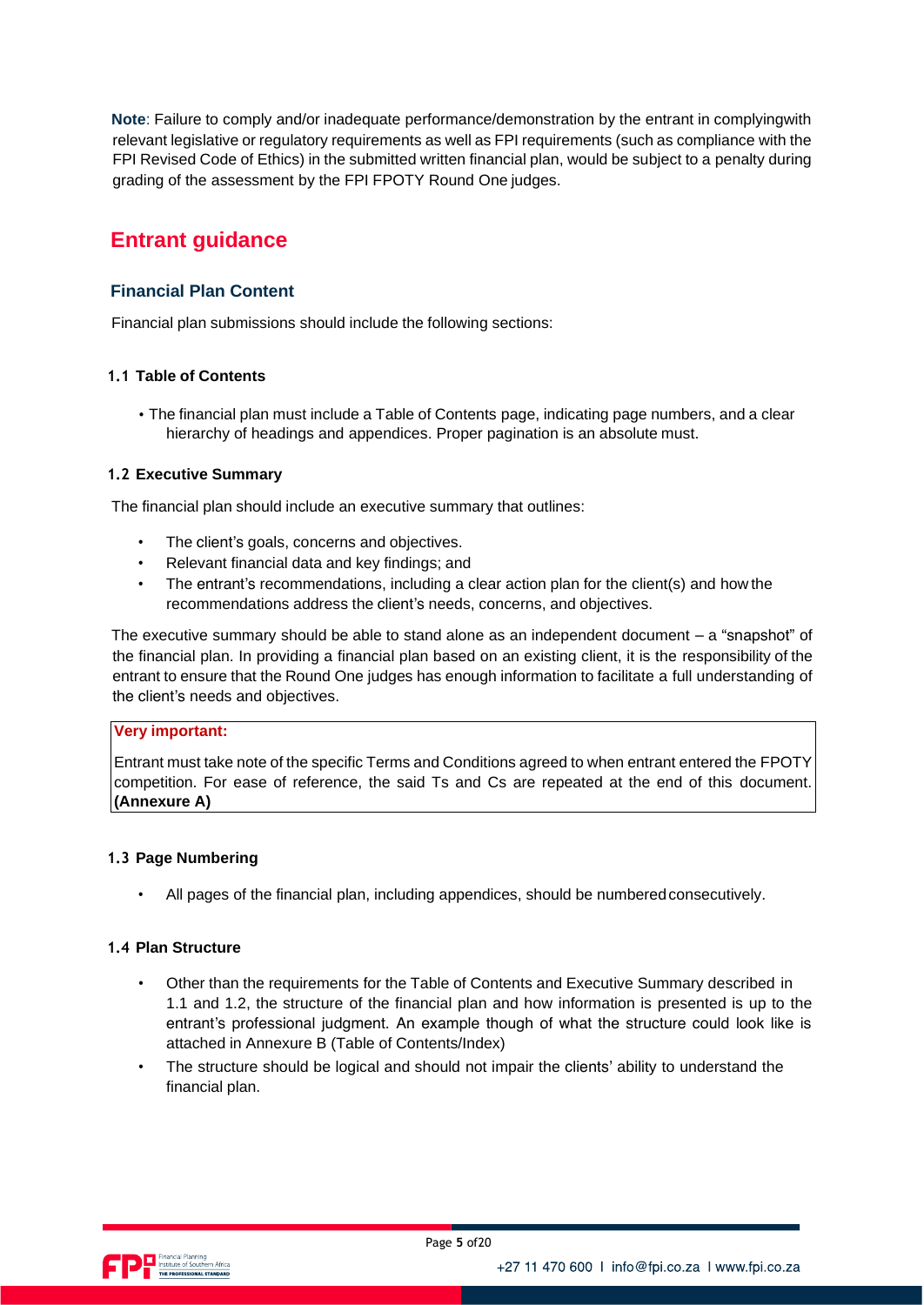**Note**: Failure to comply and/or inadequate performance/demonstration by the entrant in complyingwith relevant legislative or regulatory requirements as well as FPI requirements (such as compliance with the FPI Revised Code of Ethics) in the submitted written financial plan, would be subject to a penalty during grading of the assessment by the FPI FPOTY Round One judges.

## Entrant guidance

### Financial Plan Content

Financial plan submissions should include the following sections:

#### 1.1 Table of Contents

- The financial plan must include a Table of Contents page, indicating page numbers, and a clear hierarchy of headings and appendices. Proper pagination is an absolute must.

#### 1.2 Executive Summary

The financial plan should include an executive summary that outlines:

- The client's goals, concerns and objectives.
- Relevant financial data and key findings; and
- The entrant's recommendations, including a clear action plan for the client(s) and how the recommendations address the client's needs, concerns, and objectives.

The executive summary should be able to stand alone as an independent document – a "snapshot" of the financial plan. In providing a financial plan based on an existing client, it is the responsibility of the entrant to ensure that the Round One judges has enough information to facilitate a full understanding of the client's needs and objectives.

**Very important:**

Entrant must take note of the specific Terms and Conditions agreed to when entrant entered the FPOTY competition. For ease of reference, the said Ts and Cs are repeated at the end of this document. **(Annexure A)**

#### 1.3 Page Numbering

- All pages of the financial plan, including appendices, should be numbered consecutively.

#### 1.4 Plan Structure

- Other than the requirements for the Table of Contents and Executive Summary described in 1.1 and 1.2, the structure of the financial plan and how information is presented is up to the entrant's professional judgment. An example though of what the structure could look like is attached in Annexure B (Table of Contents/Index)
- The structure should be logical and should not impair the clients' ability to understand the financial plan.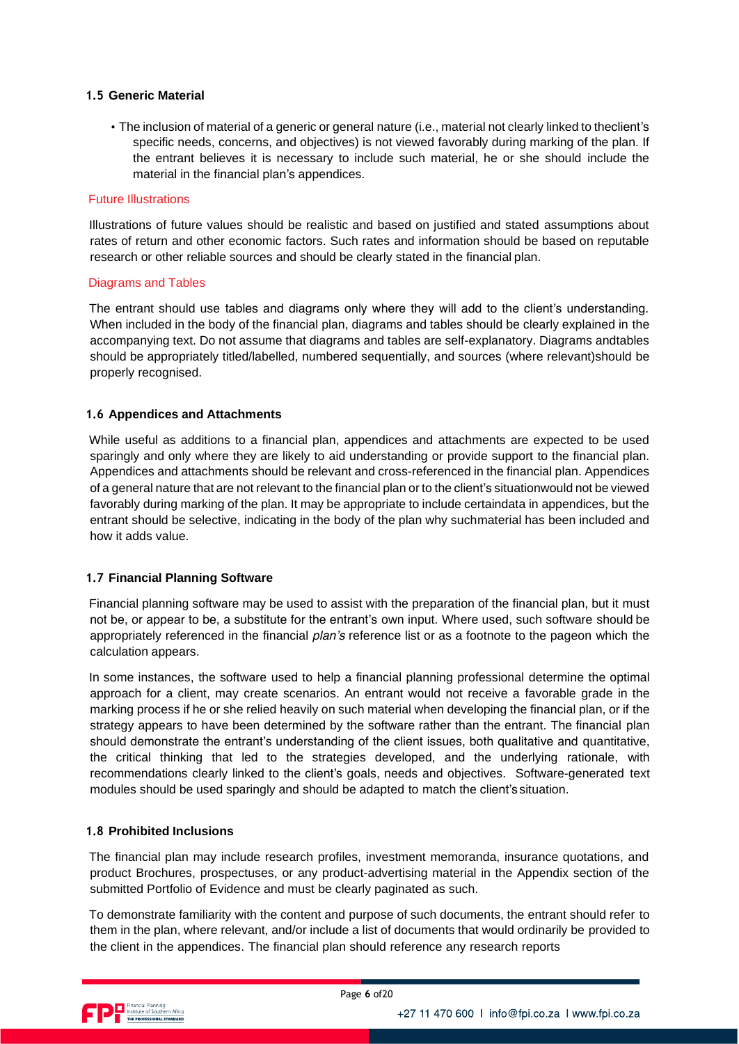### 1.5 Generic Material

- The inclusion of material of a generic or general nature (i.e., material not clearly linked to theclient's specific needs, concerns, and objectives) is not viewed favorably during marking of the plan. If the entrant believes it is necessary to include such material, he or she should include the material in the financial plan's appendices.

#### Future Illustrations

Illustrations of future values should be realistic and based on justified and stated assumptions about rates of return and other economic factors. Such rates and information should be based on reputable research or other reliable sources and should be clearly stated in the financial plan.

#### Diagrams and Tables

The entrant should use tables and diagrams only where they will add to the client's understanding. When included in the body of the financial plan, diagrams and tables should be clearly explained in the accompanying text. Do not assume that diagrams and tables are self-explanatory. Diagrams andtables should be appropriately titled/labelled, numbered sequentially, and sources (where relevant)should be properly recognised.

### 1.6 Appendices and Attachments

While useful as additions to a financial plan, appendices and attachments are expected to be used sparingly and only where they are likely to aid understanding or provide support to the financial plan. Appendices and attachments should be relevant and cross-referenced in the financial plan. Appendices of a general nature that are not relevant to the financial plan or to the client's situationwould not be viewed favorably during marking of the plan. It may be appropriate to include certaindata in appendices, but the entrant should be selective, indicating in the body of the plan why suchmaterial has been included and how it adds value.

### 1.7 Financial Planning Software

Financial planning software may be used to assist with the preparation of the financial plan, but it must not be, or appear to be, a substitute for the entrant's own input. Where used, such software should be appropriately referenced in the financial *plan's* reference list or as a footnote to the pageon which the calculation appears.

In some instances, the software used to help a financial planning professional determine the optimal approach for a client, may create scenarios. An entrant would not receive a favorable grade in the marking process if he or she relied heavily on such material when developing the financial plan, or if the strategy appears to have been determined by the software rather than the entrant. The financial plan should demonstrate the entrant's understanding of the client issues, both qualitative and quantitative, the critical thinking that led to the strategies developed, and the underlying rationale, with recommendations clearly linked to the client's goals, needs and objectives. Software-generated text modules should be used sparingly and should be adapted to match the client's situation.

### 1.8 Prohibited Inclusions

The financial plan may include research profiles, investment memoranda, insurance quotations, and product Brochures, prospectuses, or any product-advertising material in the Appendix section of the submitted Portfolio of Evidence and must be clearly paginated as such.

To demonstrate familiarity with the content and purpose of such documents, the entrant should refer to them in the plan, where relevant, and/or include a list of documents that would ordinarily be provided to the client in the appendices. The financial plan should reference any research reports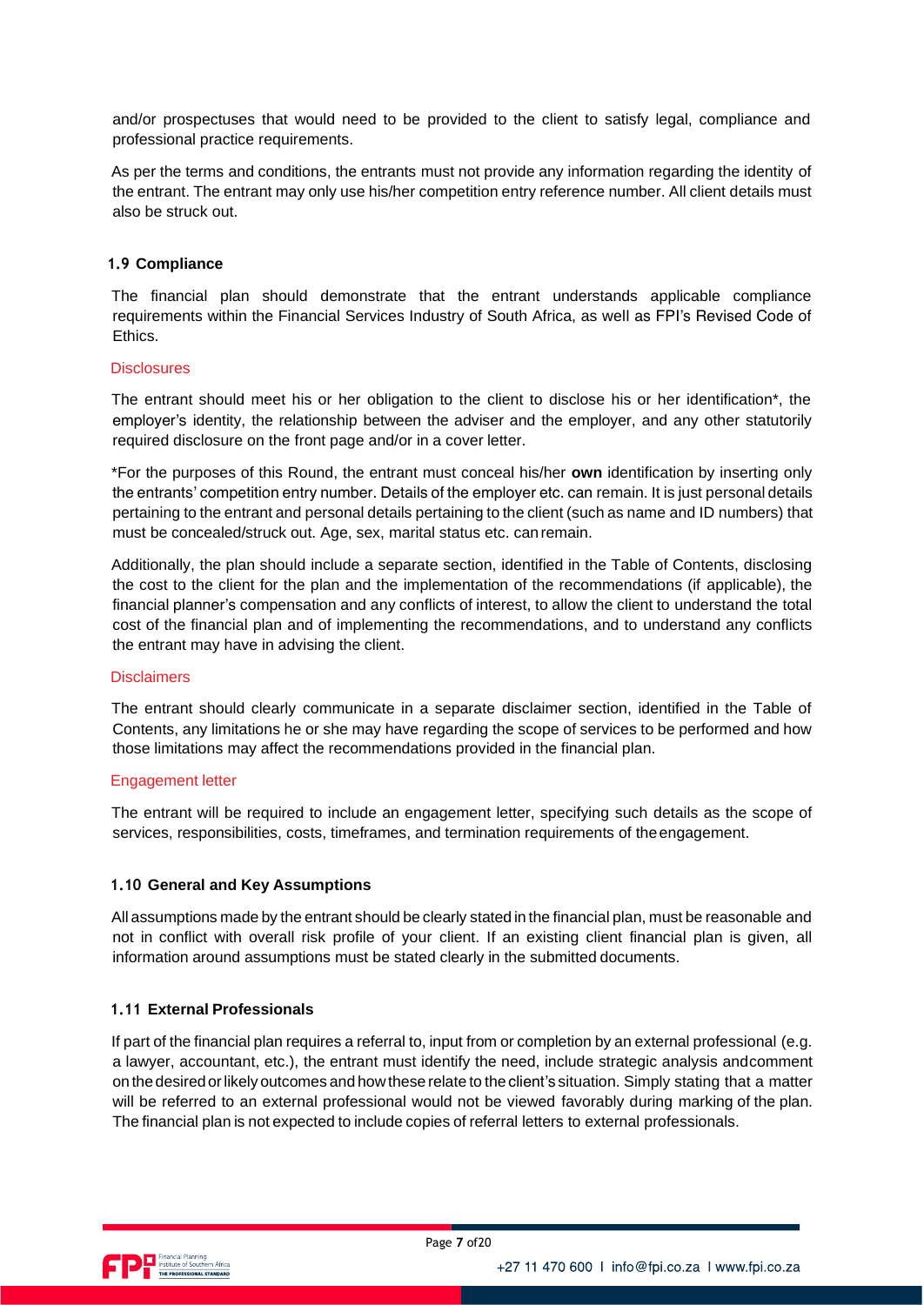and/or prospectuses that would need to be provided to the client to satisfy legal, compliance and professional practice requirements.

As per the terms and conditions, the entrants must not provide any information regarding the identity of the entrant. The entrant may only use his/her competition entry reference number. All client details must also be struck out.

### 1.9 Compliance

The financial plan should demonstrate that the entrant understands applicable compliance requirements within the Financial Services Industry of South Africa, as well as FPI's Revised Code of Ethics.

#### Disclosures

The entrant should meet his or her obligation to the client to disclose his or her identification*, the employer's identity, the relationship between the adviser and the employer, and any other statutorily required disclosure on the front page and/or in a cover letter.

*For the purposes of this Round, the entrant must conceal his/her **own** identification by inserting only the entrants' competition entry number. Details of the employer etc. can remain. It is just personal details pertaining to the entrant and personal details pertaining to the client (such as name and ID numbers) that must be concealed/struck out. Age, sex, marital status etc. can remain.

Additionally, the plan should include a separate section, identified in the Table of Contents, disclosing the cost to the client for the plan and the implementation of the recommendations (if applicable), the financial planner's compensation and any conflicts of interest, to allow the client to understand the total cost of the financial plan and of implementing the recommendations, and to understand any conflicts the entrant may have in advising the client.

#### Disclaimers

The entrant should clearly communicate in a separate disclaimer section, identified in the Table of Contents, any limitations he or she may have regarding the scope of services to be performed and how those limitations may affect the recommendations provided in the financial plan.

#### Engagement letter

The entrant will be required to include an engagement letter, specifying such details as the scope of services, responsibilities, costs, timeframes, and termination requirements of the engagement.

### 1.10 General and Key Assumptions

All assumptions made by the entrant should be clearly stated in the financial plan, must be reasonable and not in conflict with overall risk profile of your client. If an existing client financial plan is given, all information around assumptions must be stated clearly in the submitted documents.

### 1.11 External Professionals

If part of the financial plan requires a referral to, input from or completion by an external professional (e.g. a lawyer, accountant, etc.), the entrant must identify the need, include strategic analysis and comment on the desired or likely outcomes and how these relate to the client's situation. Simply stating that a matter will be referred to an external professional would not be viewed favorably during marking of the plan. The financial plan is not expected to include copies of referral letters to external professionals.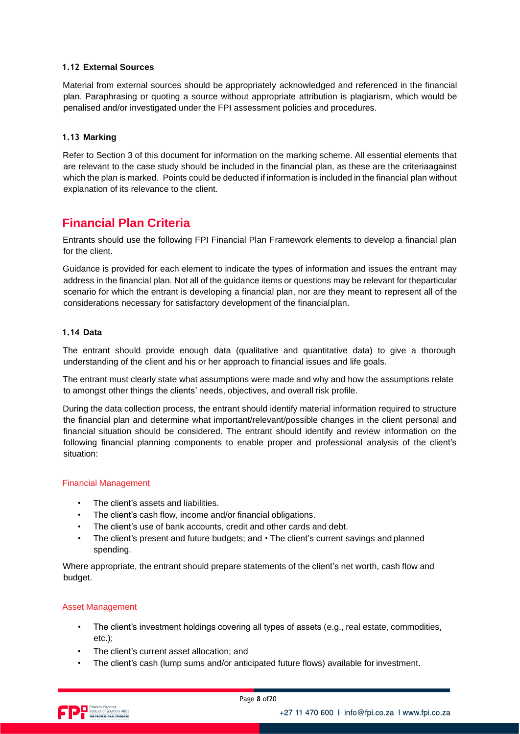### 1.12 External Sources

Material from external sources should be appropriately acknowledged and referenced in the financial plan. Paraphrasing or quoting a source without appropriate attribution is plagiarism, which would be penalised and/or investigated under the FPI assessment policies and procedures.

### 1.13 Marking

Refer to Section 3 of this document for information on the marking scheme. All essential elements that are relevant to the case study should be included in the financial plan, as these are the criteriaagainst which the plan is marked. Points could be deducted if information is included in the financial plan without explanation of its relevance to the client.

## Financial Plan Criteria

Entrants should use the following FPI Financial Plan Framework elements to develop a financial plan for the client.

Guidance is provided for each element to indicate the types of information and issues the entrant may address in the financial plan. Not all of the guidance items or questions may be relevant for theparticular scenario for which the entrant is developing a financial plan, nor are they meant to represent all of the considerations necessary for satisfactory development of the financialplan.

### 1.14 Data

The entrant should provide enough data (qualitative and quantitative data) to give a thorough understanding of the client and his or her approach to financial issues and life goals.

The entrant must clearly state what assumptions were made and why and how the assumptions relate to amongst other things the clients' needs, objectives, and overall risk profile.

During the data collection process, the entrant should identify material information required to structure the financial plan and determine what important/relevant/possible changes in the client personal and financial situation should be considered. The entrant should identify and review information on the following financial planning components to enable proper and professional analysis of the client's situation:

#### Financial Management

- The client's assets and liabilities.
- The client's cash flow, income and/or financial obligations.
- The client's use of bank accounts, credit and other cards and debt.
- The client's present and future budgets; and • The client's current savings and planned spending.

Where appropriate, the entrant should prepare statements of the client's net worth, cash flow and budget.

#### Asset Management

- The client's investment holdings covering all types of assets (e.g., real estate, commodities, etc.);
- The client's current asset allocation; and
- The client's cash (lump sums and/or anticipated future flows) available for investment.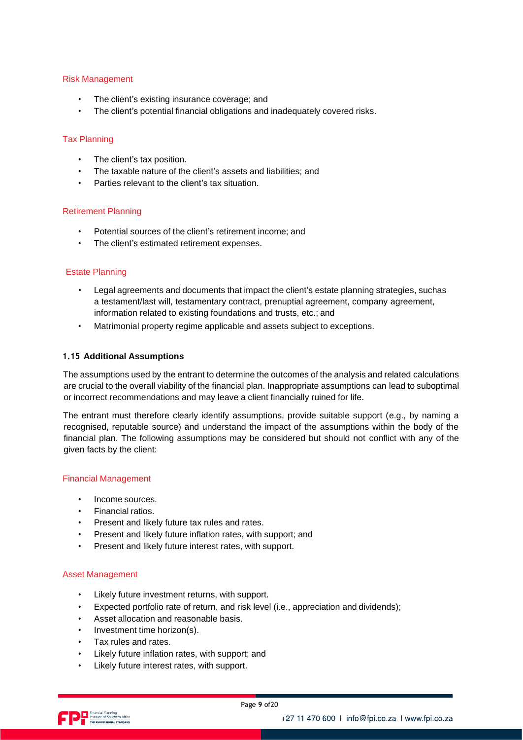### Risk Management

- The client's existing insurance coverage; and
- The client's potential financial obligations and inadequately covered risks.

### Tax Planning

- The client's tax position.
- The taxable nature of the client's assets and liabilities; and
- Parties relevant to the client's tax situation.

### Retirement Planning

- Potential sources of the client's retirement income; and
- The client's estimated retirement expenses.

### Estate Planning

- Legal agreements and documents that impact the client's estate planning strategies, suchas a testament/last will, testamentary contract, prenuptial agreement, company agreement, information related to existing foundations and trusts, etc.; and
- Matrimonial property regime applicable and assets subject to exceptions.

## 1.15 Additional Assumptions

The assumptions used by the entrant to determine the outcomes of the analysis and related calculations are crucial to the overall viability of the financial plan. Inappropriate assumptions can lead to suboptimal or incorrect recommendations and may leave a client financially ruined for life.

The entrant must therefore clearly identify assumptions, provide suitable support (e.g., by naming a recognised, reputable source) and understand the impact of the assumptions within the body of the financial plan. The following assumptions may be considered but should not conflict with any of the given facts by the client:

### Financial Management

- Income sources.
- Financial ratios.
- Present and likely future tax rules and rates.
- Present and likely future inflation rates, with support; and
- Present and likely future interest rates, with support.

### Asset Management

- Likely future investment returns, with support.
- Expected portfolio rate of return, and risk level (i.e., appreciation and dividends);
- Asset allocation and reasonable basis.
- Investment time horizon(s).
- Tax rules and rates.
- Likely future inflation rates, with support; and
- Likely future interest rates, with support.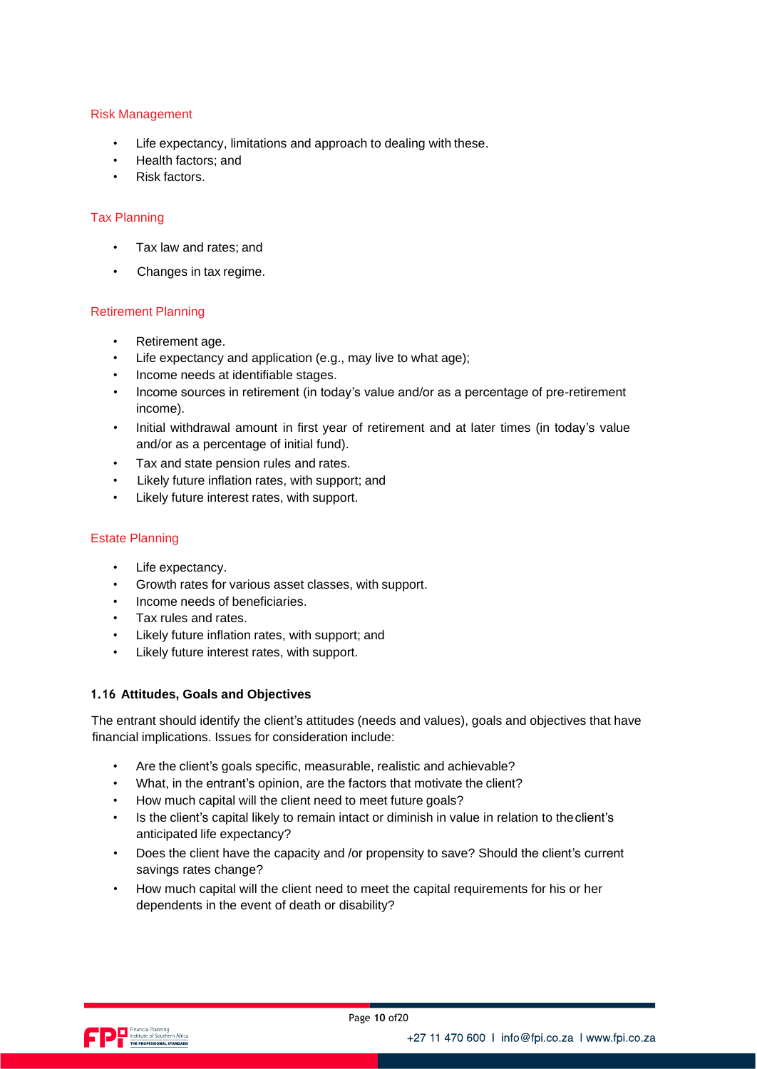### Risk Management

- Life expectancy, limitations and approach to dealing with these.
- Health factors; and
- Risk factors.

### Tax Planning

- Tax law and rates; and
- Changes in tax regime.

### Retirement Planning

- Retirement age.
- Life expectancy and application (e.g., may live to what age);
- Income needs at identifiable stages.
- Income sources in retirement (in today's value and/or as a percentage of pre-retirement income).
- Initial withdrawal amount in first year of retirement and at later times (in today's value and/or as a percentage of initial fund).
- Tax and state pension rules and rates.
- Likely future inflation rates, with support; and
- Likely future interest rates, with support.

### Estate Planning

- Life expectancy.
- Growth rates for various asset classes, with support.
- Income needs of beneficiaries.
- Tax rules and rates.
- Likely future inflation rates, with support; and
- Likely future interest rates, with support.

## 1.16 Attitudes, Goals and Objectives

The entrant should identify the client's attitudes (needs and values), goals and objectives that have financial implications. Issues for consideration include:

- Are the client's goals specific, measurable, realistic and achievable?
- What, in the entrant's opinion, are the factors that motivate the client?
- How much capital will the client need to meet future goals?
- Is the client's capital likely to remain intact or diminish in value in relation to the client's anticipated life expectancy?
- Does the client have the capacity and /or propensity to save? Should the client's current savings rates change?
- How much capital will the client need to meet the capital requirements for his or her dependents in the event of death or disability?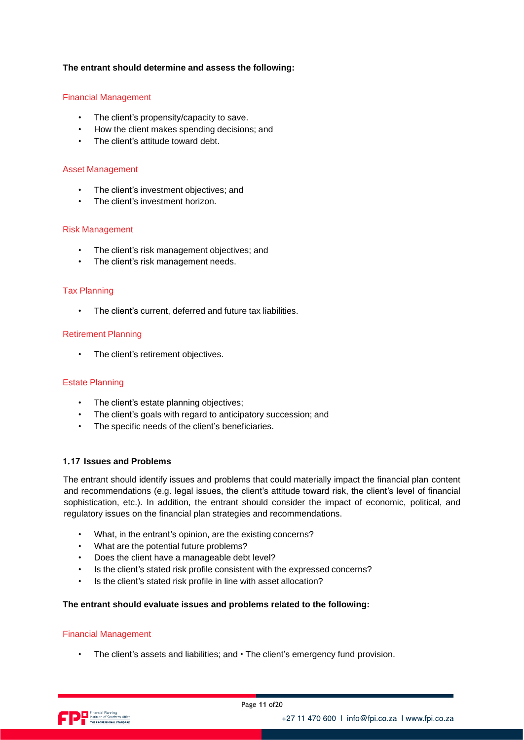**The entrant should determine and assess the following:**

### Financial Management

- The client's propensity/capacity to save.
- How the client makes spending decisions; and
- The client's attitude toward debt.

### Asset Management

- The client's investment objectives; and
- The client's investment horizon.

### Risk Management

- The client's risk management objectives; and
- The client's risk management needs.

### Tax Planning

- The client's current, deferred and future tax liabilities.

### Retirement Planning

- The client's retirement objectives.

### Estate Planning

- The client's estate planning objectives;
- The client's goals with regard to anticipatory succession; and
- The specific needs of the client's beneficiaries.

## 1.17 Issues and Problems

The entrant should identify issues and problems that could materially impact the financial plan content and recommendations (e.g. legal issues, the client's attitude toward risk, the client's level of financial sophistication, etc.). In addition, the entrant should consider the impact of economic, political, and regulatory issues on the financial plan strategies and recommendations.

- What, in the entrant's opinion, are the existing concerns?
- What are the potential future problems?
- Does the client have a manageable debt level?
- Is the client's stated risk profile consistent with the expressed concerns?
- Is the client's stated risk profile in line with asset allocation?

**The entrant should evaluate issues and problems related to the following:**

### Financial Management

- The client's assets and liabilities; and • The client's emergency fund provision.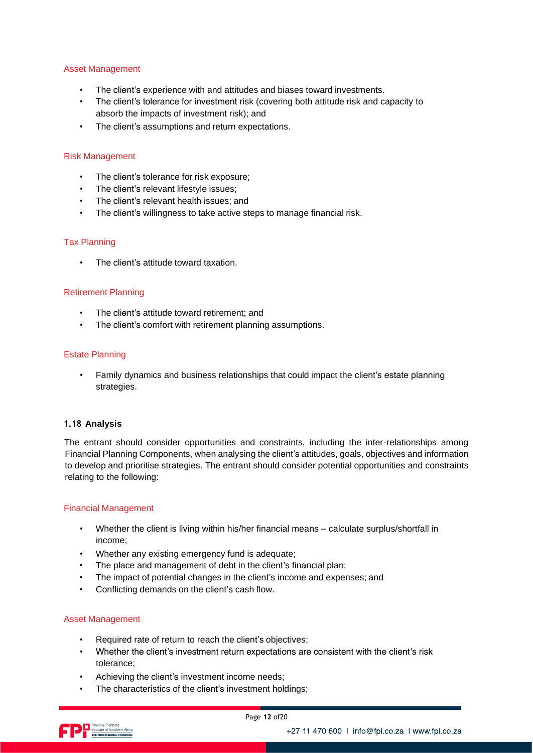### Asset Management

- The client's experience with and attitudes and biases toward investments.
- The client's tolerance for investment risk (covering both attitude risk and capacity to absorb the impacts of investment risk); and
- The client's assumptions and return expectations.

### Risk Management

- The client's tolerance for risk exposure;
- The client's relevant lifestyle issues;
- The client's relevant health issues; and
- The client's willingness to take active steps to manage financial risk.

### Tax Planning

- The client's attitude toward taxation.

### Retirement Planning

- The client's attitude toward retirement; and
- The client's comfort with retirement planning assumptions.

### Estate Planning

- Family dynamics and business relationships that could impact the client's estate planning strategies.

## 1.18 Analysis

The entrant should consider opportunities and constraints, including the inter-relationships among Financial Planning Components, when analysing the client's attitudes, goals, objectives and information to develop and prioritise strategies. The entrant should consider potential opportunities and constraints relating to the following:

### Financial Management

- Whether the client is living within his/her financial means – calculate surplus/shortfall in income;
- Whether any existing emergency fund is adequate;
- The place and management of debt in the client's financial plan;
- The impact of potential changes in the client's income and expenses; and
- Conflicting demands on the client's cash flow.

### Asset Management

- Required rate of return to reach the client's objectives;
- Whether the client's investment return expectations are consistent with the client's risk tolerance;
- Achieving the client's investment income needs;
- The characteristics of the client's investment holdings;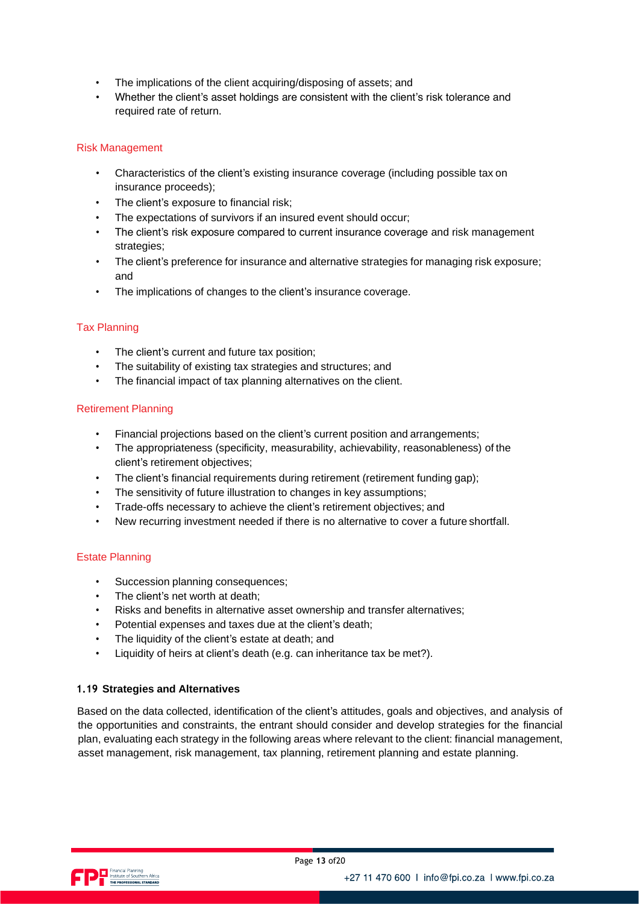- The implications of the client acquiring/disposing of assets; and
- Whether the client's asset holdings are consistent with the client's risk tolerance and required rate of return.

### Risk Management

- Characteristics of the client's existing insurance coverage (including possible tax on insurance proceeds);
- The client's exposure to financial risk;
- The expectations of survivors if an insured event should occur;
- The client's risk exposure compared to current insurance coverage and risk management strategies;
- The client's preference for insurance and alternative strategies for managing risk exposure; and
- The implications of changes to the client's insurance coverage.

### Tax Planning

- The client's current and future tax position;
- The suitability of existing tax strategies and structures; and
- The financial impact of tax planning alternatives on the client.

### Retirement Planning

- Financial projections based on the client's current position and arrangements;
- The appropriateness (specificity, measurability, achievability, reasonableness) of the client's retirement objectives;
- The client's financial requirements during retirement (retirement funding gap);
- The sensitivity of future illustration to changes in key assumptions;
- Trade-offs necessary to achieve the client's retirement objectives; and
- New recurring investment needed if there is no alternative to cover a future shortfall.

### Estate Planning

- Succession planning consequences;
- The client's net worth at death;
- Risks and benefits in alternative asset ownership and transfer alternatives;
- Potential expenses and taxes due at the client's death;
- The liquidity of the client's estate at death; and
- Liquidity of heirs at client's death (e.g. can inheritance tax be met?).

## 1.19 Strategies and Alternatives

Based on the data collected, identification of the client's attitudes, goals and objectives, and analysis of the opportunities and constraints, the entrant should consider and develop strategies for the financial plan, evaluating each strategy in the following areas where relevant to the client: financial management, asset management, risk management, tax planning, retirement planning and estate planning.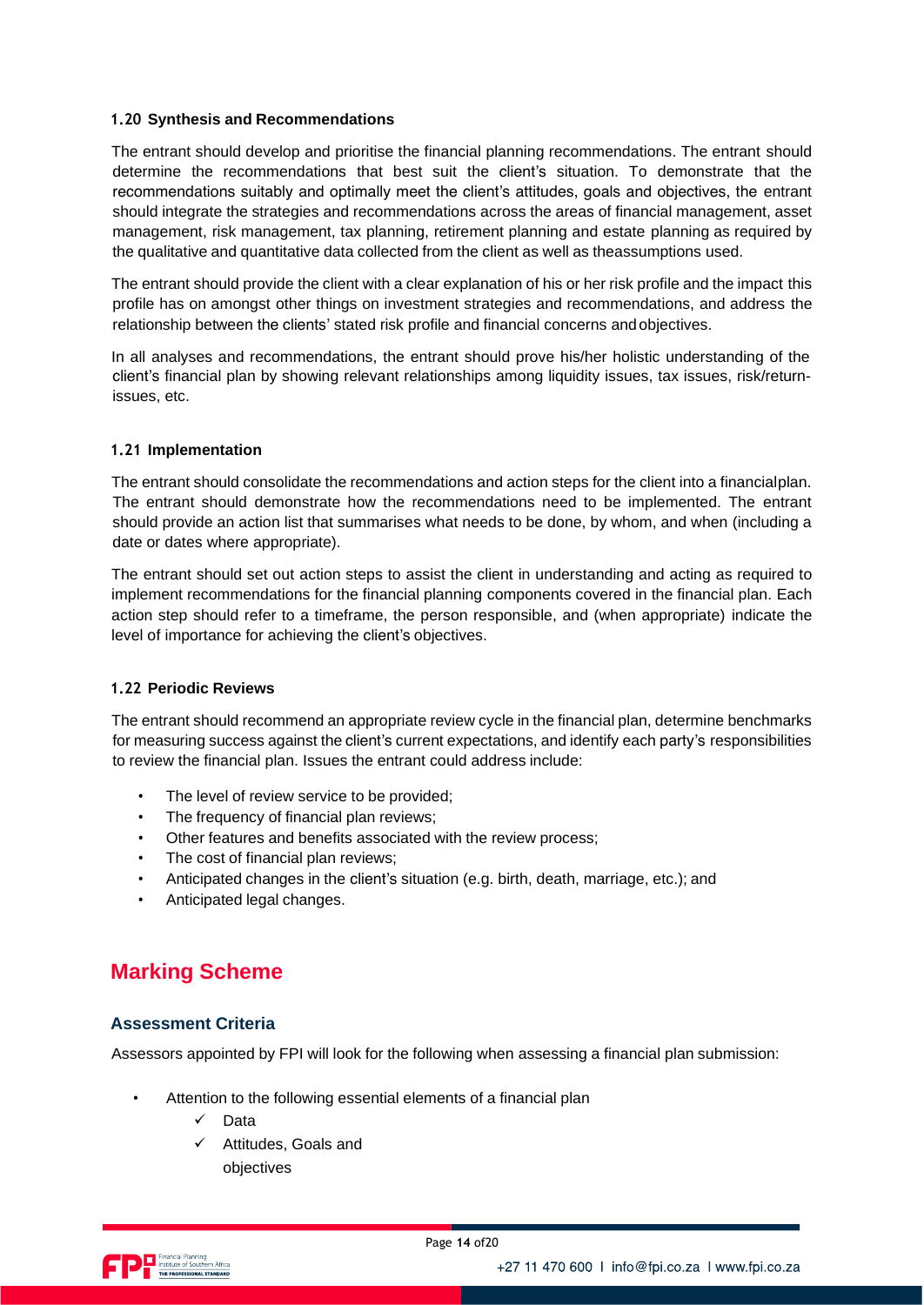### 1.20 Synthesis and Recommendations

The entrant should develop and prioritise the financial planning recommendations. The entrant should determine the recommendations that best suit the client's situation. To demonstrate that the recommendations suitably and optimally meet the client's attitudes, goals and objectives, the entrant should integrate the strategies and recommendations across the areas of financial management, asset management, risk management, tax planning, retirement planning and estate planning as required by the qualitative and quantitative data collected from the client as well as theassumptions used.

The entrant should provide the client with a clear explanation of his or her risk profile and the impact this profile has on amongst other things on investment strategies and recommendations, and address the relationship between the clients' stated risk profile and financial concerns and objectives.

In all analyses and recommendations, the entrant should prove his/her holistic understanding of the client's financial plan by showing relevant relationships among liquidity issues, tax issues, risk/return-issues, etc.

### 1.21 Implementation

The entrant should consolidate the recommendations and action steps for the client into a financialplan. The entrant should demonstrate how the recommendations need to be implemented. The entrant should provide an action list that summarises what needs to be done, by whom, and when (including a date or dates where appropriate).

The entrant should set out action steps to assist the client in understanding and acting as required to implement recommendations for the financial planning components covered in the financial plan. Each action step should refer to a timeframe, the person responsible, and (when appropriate) indicate the level of importance for achieving the client's objectives.

### 1.22 Periodic Reviews

The entrant should recommend an appropriate review cycle in the financial plan, determine benchmarks for measuring success against the client's current expectations, and identify each party's responsibilities to review the financial plan. Issues the entrant could address include:

- The level of review service to be provided;
- The frequency of financial plan reviews;
- Other features and benefits associated with the review process;
- The cost of financial plan reviews;
- Anticipated changes in the client's situation (e.g. birth, death, marriage, etc.); and
- Anticipated legal changes.

## Marking Scheme

### Assessment Criteria

Assessors appointed by FPI will look for the following when assessing a financial plan submission:

- Attention to the following essential elements of a financial plan
  - ✓ Data
  - ✓ Attitudes, Goals and objectives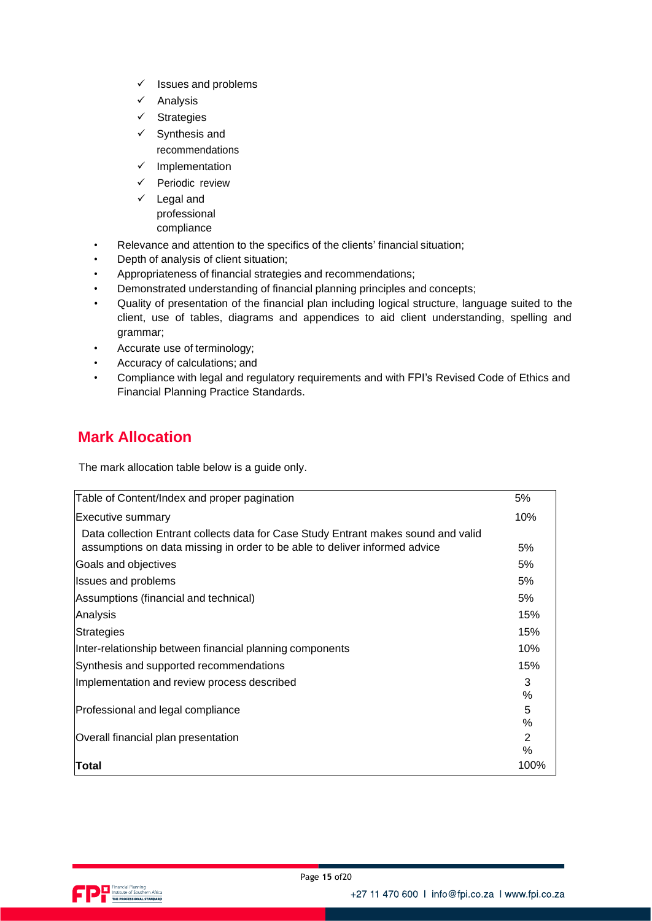- ✓ Issues and problems
- ✓ Analysis
- ✓ Strategies
- ✓ Synthesis and recommendations
- ✓ Implementation
- ✓ Periodic review
- ✓ Legal and professional compliance

- Relevance and attention to the specifics of the clients' financial situation;
- Depth of analysis of client situation;
- Appropriateness of financial strategies and recommendations;
- Demonstrated understanding of financial planning principles and concepts;
- Quality of presentation of the financial plan including logical structure, language suited to the client, use of tables, diagrams and appendices to aid client understanding, spelling and grammar;
- Accurate use of terminology;
- Accuracy of calculations; and
- Compliance with legal and regulatory requirements and with FPI's Revised Code of Ethics and Financial Planning Practice Standards.

## Mark Allocation

The mark allocation table below is a guide only.

| | |
|---|---|
| Table of Content/Index and proper pagination | 5% |
| Executive summary | 10% |
| Data collection Entrant collects data for Case Study Entrant makes sound and valid assumptions on data missing in order to be able to deliver informed advice | 5% |
| Goals and objectives | 5% |
| Issues and problems | 5% |
| Assumptions (financial and technical) | 5% |
| Analysis | 15% |
| Strategies | 15% |
| Inter-relationship between financial planning components | 10% |
| Synthesis and supported recommendations | 15% |
| Implementation and review process described | 3% |
| Professional and legal compliance | 5% |
| Overall financial plan presentation | 2% |
| **Total** | 100% |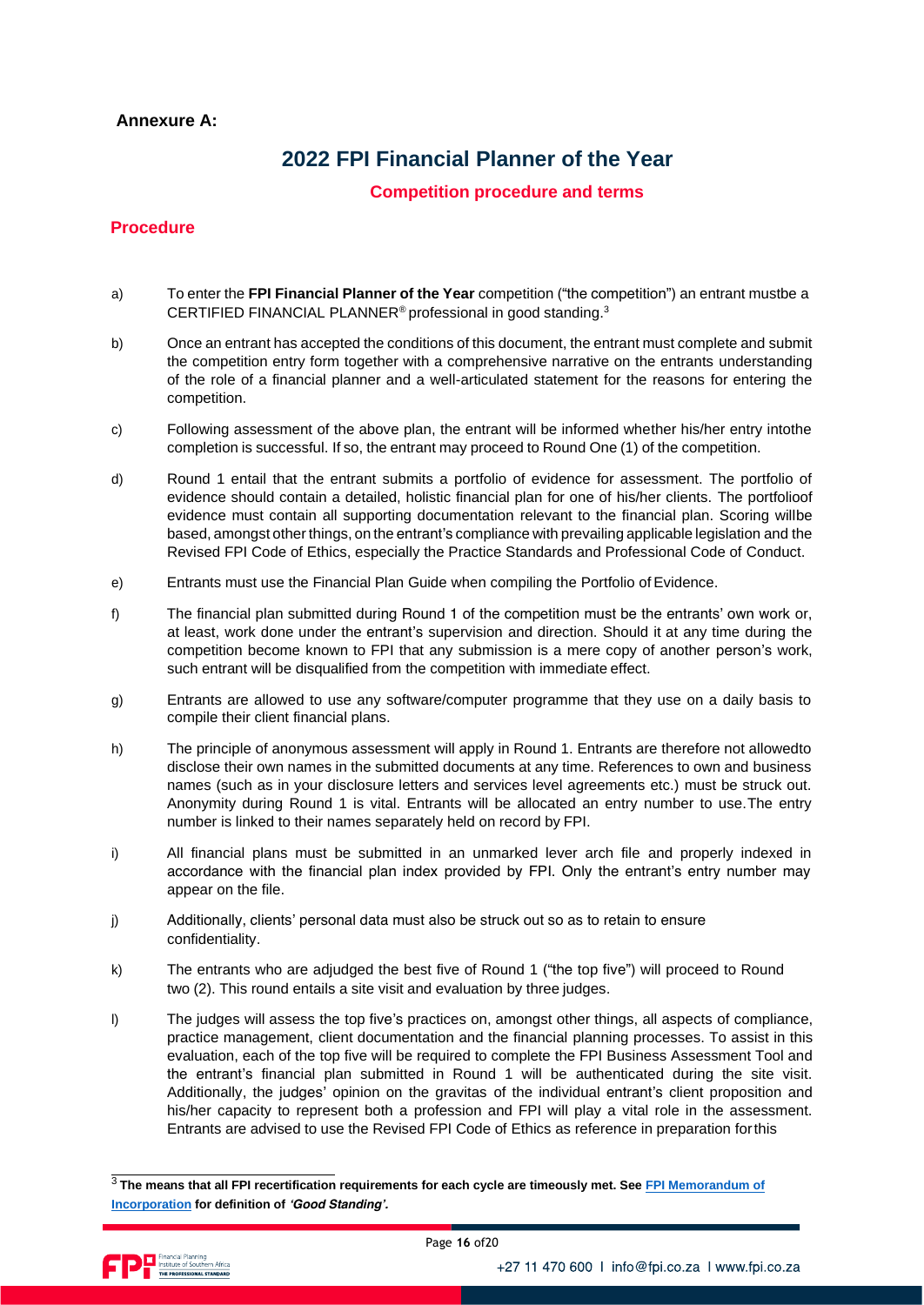**Annexure A:**

# 2022 FPI Financial Planner of the Year

## Competition procedure and terms

### Procedure

a) To enter the **FPI Financial Planner of the Year** competition ("the competition") an entrant mustbe a CERTIFIED FINANCIAL PLANNER® professional in good standing.[3]

b) Once an entrant has accepted the conditions of this document, the entrant must complete and submit the competition entry form together with a comprehensive narrative on the entrants understanding of the role of a financial planner and a well-articulated statement for the reasons for entering the competition.

c) Following assessment of the above plan, the entrant will be informed whether his/her entry intothe completion is successful. If so, the entrant may proceed to Round One (1) of the competition.

d) Round 1 entail that the entrant submits a portfolio of evidence for assessment. The portfolio of evidence should contain a detailed, holistic financial plan for one of his/her clients. The portfolioof evidence must contain all supporting documentation relevant to the financial plan. Scoring willbe based, amongst other things, on the entrant's compliance with prevailing applicable legislation and the Revised FPI Code of Ethics, especially the Practice Standards and Professional Code of Conduct.

e) Entrants must use the Financial Plan Guide when compiling the Portfolio of Evidence.

f) The financial plan submitted during Round 1 of the competition must be the entrants' own work or, at least, work done under the entrant's supervision and direction. Should it at any time during the competition become known to FPI that any submission is a mere copy of another person's work, such entrant will be disqualified from the competition with immediate effect.

g) Entrants are allowed to use any software/computer programme that they use on a daily basis to compile their client financial plans.

h) The principle of anonymous assessment will apply in Round 1. Entrants are therefore not allowedto disclose their own names in the submitted documents at any time. References to own and business names (such as in your disclosure letters and services level agreements etc.) must be struck out. Anonymity during Round 1 is vital. Entrants will be allocated an entry number to use.The entry number is linked to their names separately held on record by FPI.

i) All financial plans must be submitted in an unmarked lever arch file and properly indexed in accordance with the financial plan index provided by FPI. Only the entrant's entry number may appear on the file.

j) Additionally, clients' personal data must also be struck out so as to retain to ensure confidentiality.

k) The entrants who are adjudged the best five of Round 1 ("the top five") will proceed to Round two (2). This round entails a site visit and evaluation by three judges.

l) The judges will assess the top five's practices on, amongst other things, all aspects of compliance, practice management, client documentation and the financial planning processes. To assist in this evaluation, each of the top five will be required to complete the FPI Business Assessment Tool and the entrant's financial plan submitted in Round 1 will be authenticated during the site visit. Additionally, the judges' opinion on the gravitas of the individual entrant's client proposition and his/her capacity to represent both a profession and FPI will play a vital role in the assessment. Entrants are advised to use the Revised FPI Code of Ethics as reference in preparation forthis

---

[3] **The means that all FPI recertification requirements for each cycle are timeously met. See FPI Memorandum of Incorporation for definition of *'Good Standing'*.**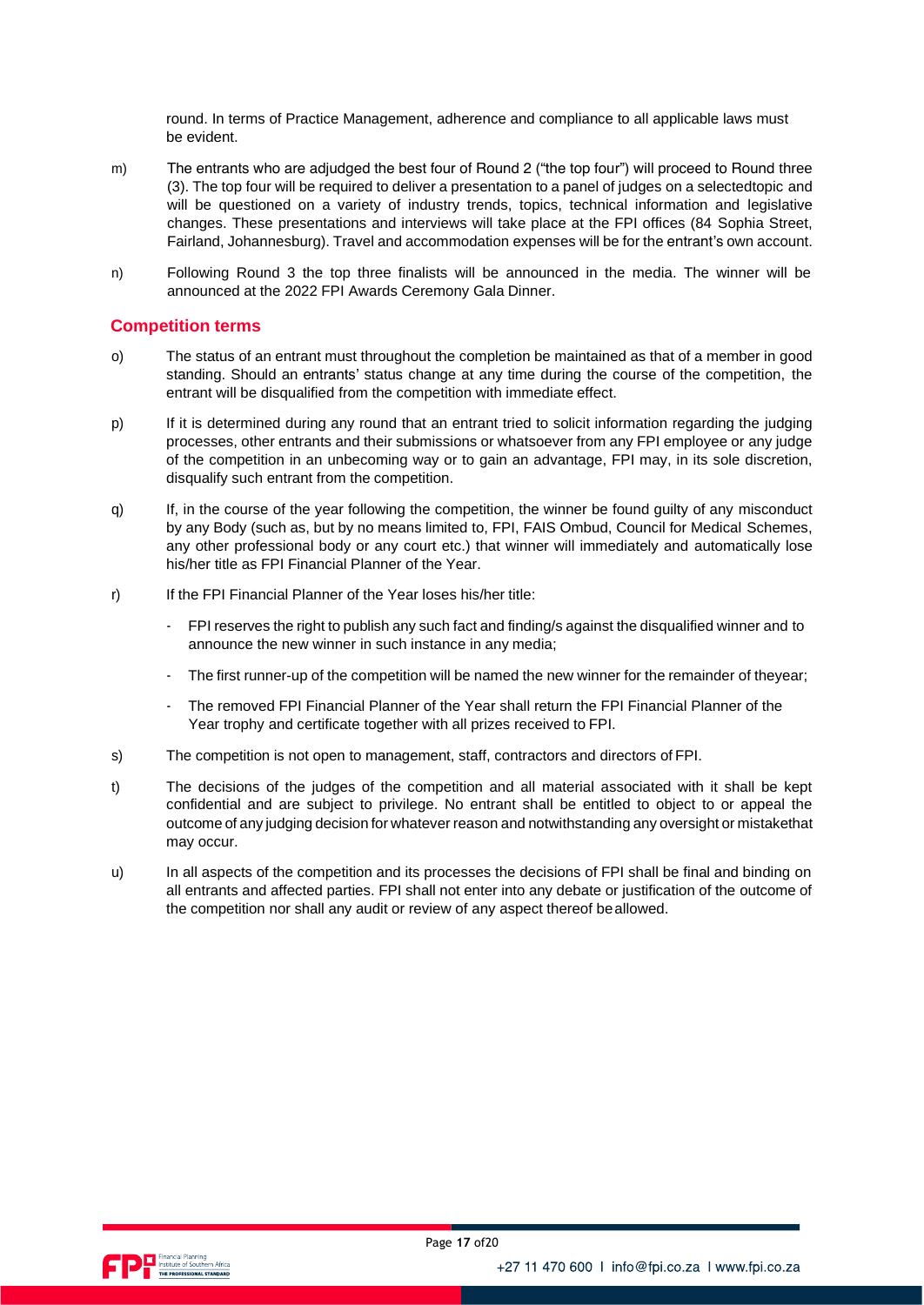round. In terms of Practice Management, adherence and compliance to all applicable laws must be evident.

m) The entrants who are adjudged the best four of Round 2 ("the top four") will proceed to Round three (3). The top four will be required to deliver a presentation to a panel of judges on a selectedtopic and will be questioned on a variety of industry trends, topics, technical information and legislative changes. These presentations and interviews will take place at the FPI offices (84 Sophia Street, Fairland, Johannesburg). Travel and accommodation expenses will be for the entrant's own account.

n) Following Round 3 the top three finalists will be announced in the media. The winner will be announced at the 2022 FPI Awards Ceremony Gala Dinner.

## Competition terms

o) The status of an entrant must throughout the completion be maintained as that of a member in good standing. Should an entrants' status change at any time during the course of the competition, the entrant will be disqualified from the competition with immediate effect.

p) If it is determined during any round that an entrant tried to solicit information regarding the judging processes, other entrants and their submissions or whatsoever from any FPI employee or any judge of the competition in an unbecoming way or to gain an advantage, FPI may, in its sole discretion, disqualify such entrant from the competition.

q) If, in the course of the year following the competition, the winner be found guilty of any misconduct by any Body (such as, but by no means limited to, FPI, FAIS Ombud, Council for Medical Schemes, any other professional body or any court etc.) that winner will immediately and automatically lose his/her title as FPI Financial Planner of the Year.

r) If the FPI Financial Planner of the Year loses his/her title:

- FPI reserves the right to publish any such fact and finding/s against the disqualified winner and to announce the new winner in such instance in any media;
- The first runner-up of the competition will be named the new winner for the remainder of theyear;
- The removed FPI Financial Planner of the Year shall return the FPI Financial Planner of the Year trophy and certificate together with all prizes received to FPI.

s) The competition is not open to management, staff, contractors and directors of FPI.

t) The decisions of the judges of the competition and all material associated with it shall be kept confidential and are subject to privilege. No entrant shall be entitled to object to or appeal the outcome of any judging decision for whatever reason and notwithstanding any oversight or mistakethat may occur.

u) In all aspects of the competition and its processes the decisions of FPI shall be final and binding on all entrants and affected parties. FPI shall not enter into any debate or justification of the outcome of the competition nor shall any audit or review of any aspect thereof beallowed.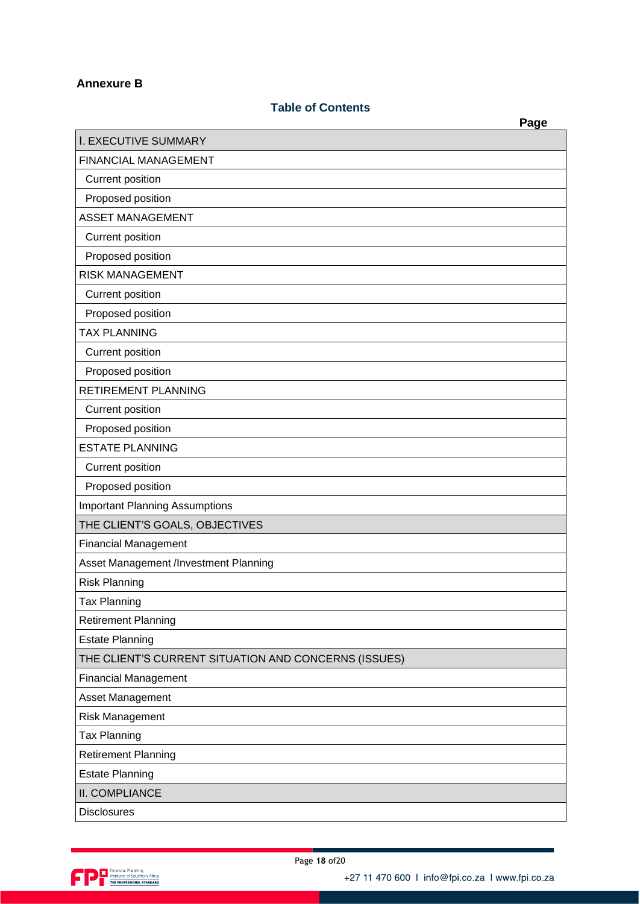**Annexure B**

## Table of Contents

| | Page |
|---|---|
| I. EXECUTIVE SUMMARY | |
| FINANCIAL MANAGEMENT | |
| Current position | |
| Proposed position | |
| ASSET MANAGEMENT | |
| Current position | |
| Proposed position | |
| RISK MANAGEMENT | |
| Current position | |
| Proposed position | |
| TAX PLANNING | |
| Current position | |
| Proposed position | |
| RETIREMENT PLANNING | |
| Current position | |
| Proposed position | |
| ESTATE PLANNING | |
| Current position | |
| Proposed position | |
| Important Planning Assumptions | |
| THE CLIENT'S GOALS, OBJECTIVES | |
| Financial Management | |
| Asset Management /Investment Planning | |
| Risk Planning | |
| Tax Planning | |
| Retirement Planning | |
| Estate Planning | |
| THE CLIENT'S CURRENT SITUATION AND CONCERNS (ISSUES) | |
| Financial Management | |
| Asset Management | |
| Risk Management | |
| Tax Planning | |
| Retirement Planning | |
| Estate Planning | |
| II. COMPLIANCE | |
| Disclosures | |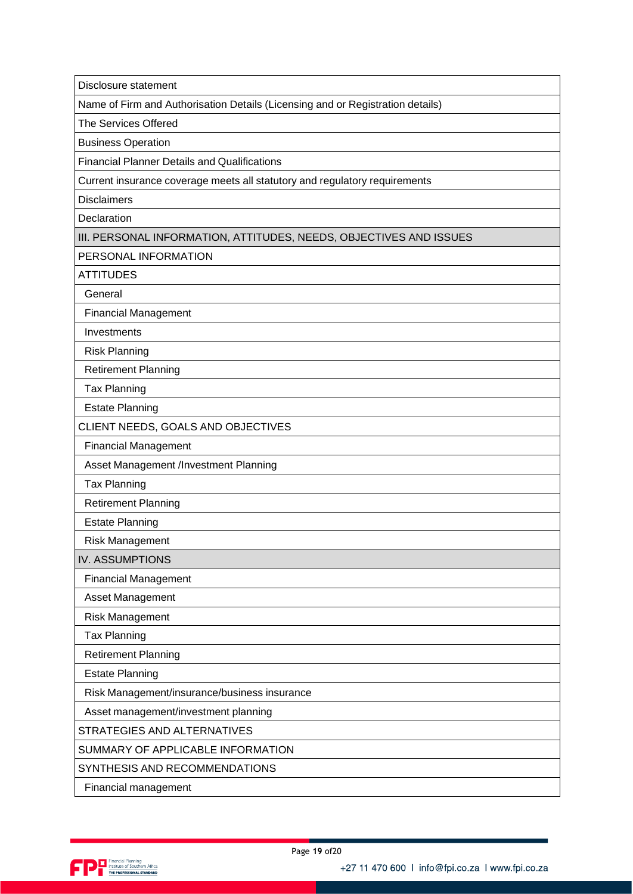| Disclosure statement |
|---|
| Name of Firm and Authorisation Details (Licensing and or Registration details) |
| The Services Offered |
| Business Operation |
| Financial Planner Details and Qualifications |
| Current insurance coverage meets all statutory and regulatory requirements |
| Disclaimers |
| Declaration |
| III. PERSONAL INFORMATION, ATTITUDES, NEEDS, OBJECTIVES AND ISSUES |
| PERSONAL INFORMATION |
| ATTITUDES |
| General |
| Financial Management |
| Investments |
| Risk Planning |
| Retirement Planning |
| Tax Planning |
| Estate Planning |
| CLIENT NEEDS, GOALS AND OBJECTIVES |
| Financial Management |
| Asset Management /Investment Planning |
| Tax Planning |
| Retirement Planning |
| Estate Planning |
| Risk Management |
| IV. ASSUMPTIONS |
| Financial Management |
| Asset Management |
| Risk Management |
| Tax Planning |
| Retirement Planning |
| Estate Planning |
| Risk Management/insurance/business insurance |
| Asset management/investment planning |
| STRATEGIES AND ALTERNATIVES |
| SUMMARY OF APPLICABLE INFORMATION |
| SYNTHESIS AND RECOMMENDATIONS |
| Financial management |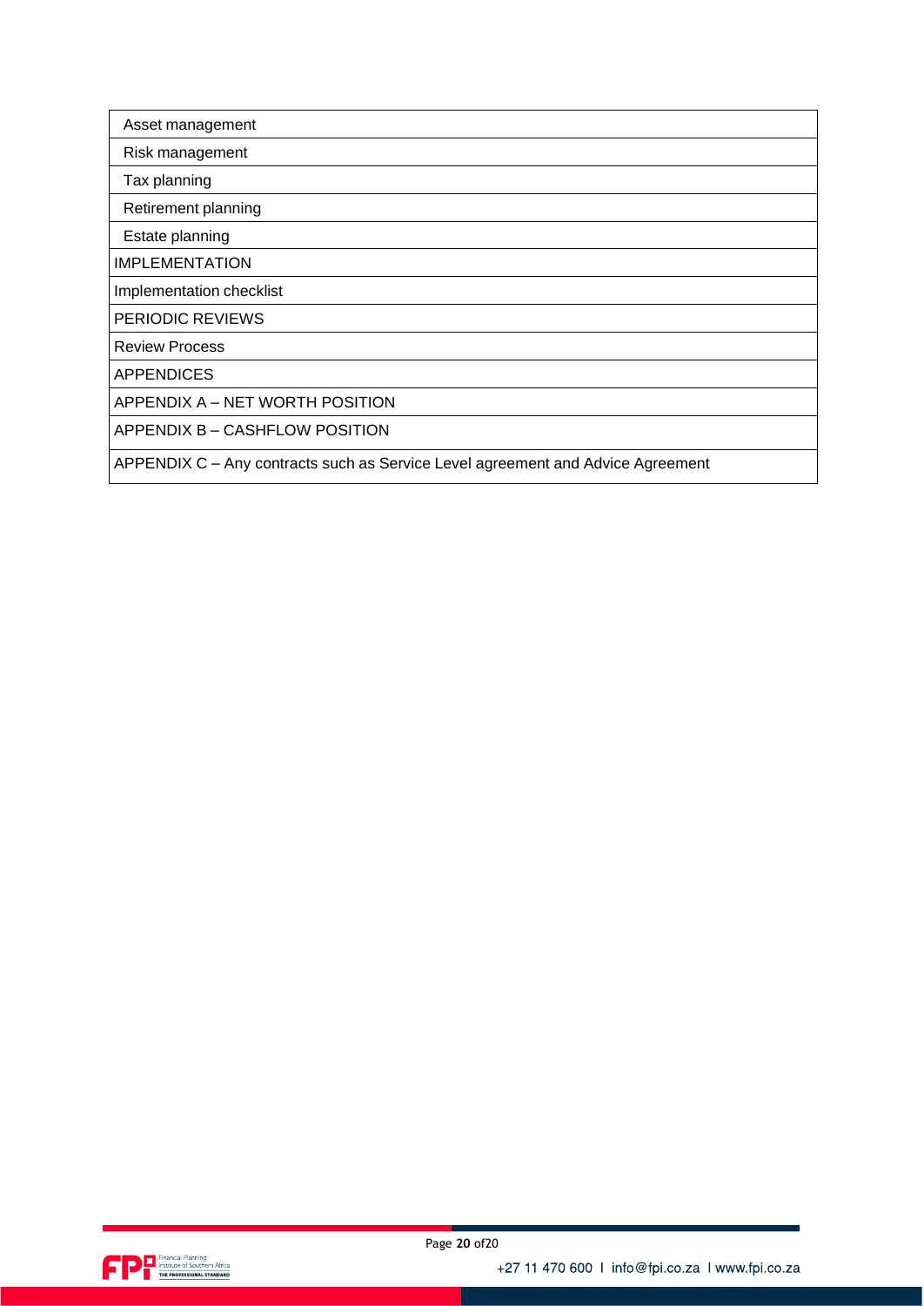| |
|---|
| Asset management |
| Risk management |
| Tax planning |
| Retirement planning |
| Estate planning |
| IMPLEMENTATION |
| Implementation checklist |
| PERIODIC REVIEWS |
| Review Process |
| APPENDICES |
| APPENDIX A – NET WORTH POSITION |
| APPENDIX B – CASHFLOW POSITION |
| APPENDIX C – Any contracts such as Service Level agreement and Advice Agreement |